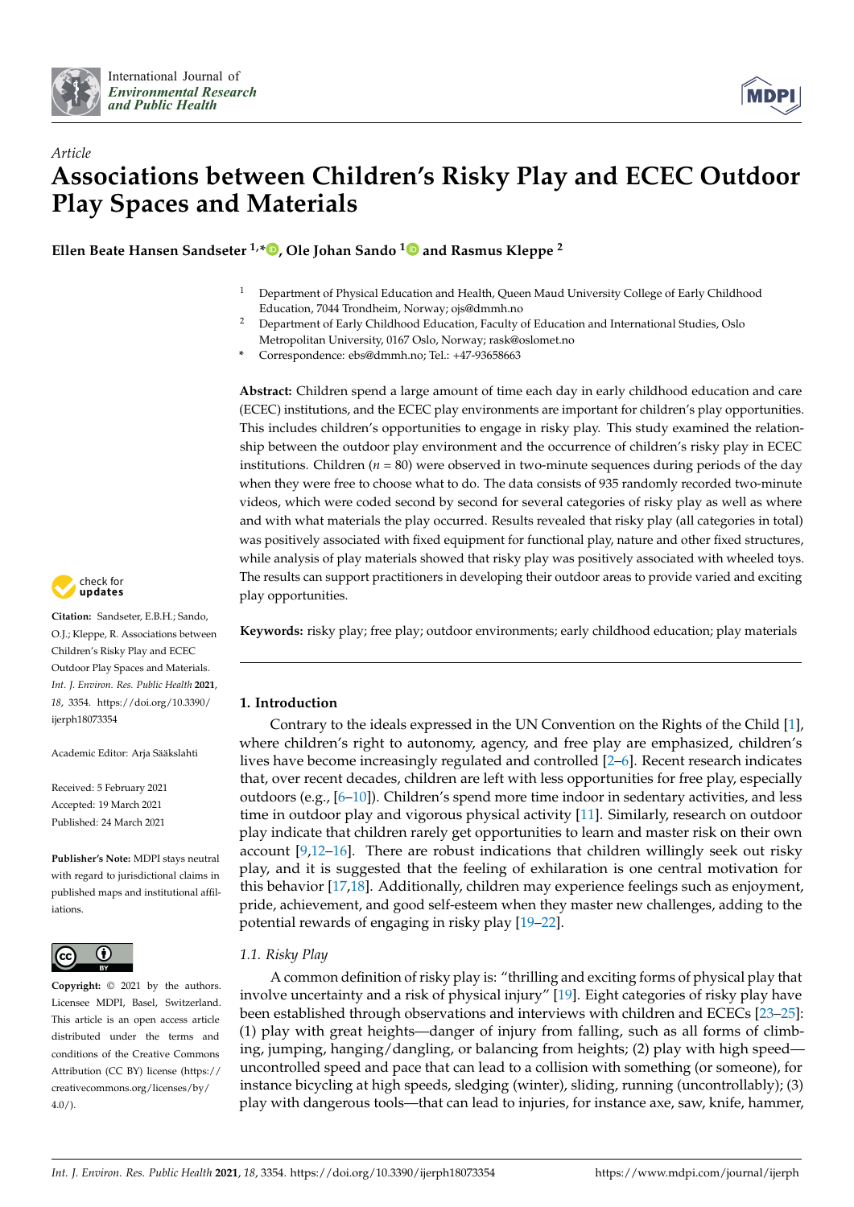*Article*

# Associations between Children's Risky Play and ECEC Outdoor Play Spaces and Materials

**Ellen Beate Hansen Sandseter [1,*], Ole Johan Sando [1] and Rasmus Kleppe [2]**

[1] Department of Physical Education and Health, Queen Maud University College of Early Childhood Education, 7044 Trondheim, Norway; ojs@dmmh.no

[2] Department of Early Childhood Education, Faculty of Education and International Studies, Oslo Metropolitan University, 0167 Oslo, Norway; rask@oslomet.no

\* Correspondence: ebs@dmmh.no; Tel.: +47-93658663

**Abstract:** Children spend a large amount of time each day in early childhood education and care (ECEC) institutions, and the ECEC play environments are important for children's play opportunities. This includes children's opportunities to engage in risky play. This study examined the relationship between the outdoor play environment and the occurrence of children's risky play in ECEC institutions. Children ($n = 80$) were observed in two-minute sequences during periods of the day when they were free to choose what to do. The data consists of 935 randomly recorded two-minute videos, which were coded second by second for several categories of risky play as well as where and with what materials the play occurred. Results revealed that risky play (all categories in total) was positively associated with fixed equipment for functional play, nature and other fixed structures, while analysis of play materials showed that risky play was positively associated with wheeled toys. The results can support practitioners in developing their outdoor areas to provide varied and exciting play opportunities.

**Keywords:** risky play; free play; outdoor environments; early childhood education; play materials

**Citation:** Sandseter, E.B.H.; Sando, O.J.; Kleppe, R. Associations between Children's Risky Play and ECEC Outdoor Play Spaces and Materials. *Int. J. Environ. Res. Public Health* **2021**, *18*, 3354. https://doi.org/10.3390/ijerph18073354

Academic Editor: Arja Sääkslahti

Received: 5 February 2021
Accepted: 19 March 2021
Published: 24 March 2021

**Publisher's Note:** MDPI stays neutral with regard to jurisdictional claims in published maps and institutional affiliations.

**Copyright:** © 2021 by the authors. Licensee MDPI, Basel, Switzerland. This article is an open access article distributed under the terms and conditions of the Creative Commons Attribution (CC BY) license (https://creativecommons.org/licenses/by/4.0/).

## 1. Introduction

Contrary to the ideals expressed in the UN Convention on the Rights of the Child [1], where children's right to autonomy, agency, and free play are emphasized, children's lives have become increasingly regulated and controlled [2–6]. Recent research indicates that, over recent decades, children are left with less opportunities for free play, especially outdoors (e.g., [6–10]). Children's spend more time indoor in sedentary activities, and less time in outdoor play and vigorous physical activity [11]. Similarly, research on outdoor play indicate that children rarely get opportunities to learn and master risk on their own account [9,12–16]. There are robust indications that children willingly seek out risky play, and it is suggested that the feeling of exhilaration is one central motivation for this behavior [17,18]. Additionally, children may experience feelings such as enjoyment, pride, achievement, and good self-esteem when they master new challenges, adding to the potential rewards of engaging in risky play [19–22].

### 1.1. Risky Play

A common definition of risky play is: "thrilling and exciting forms of physical play that involve uncertainty and a risk of physical injury" [19]. Eight categories of risky play have been established through observations and interviews with children and ECECs [23–25]: (1) play with great heights—danger of injury from falling, such as all forms of climbing, jumping, hanging/dangling, or balancing from heights; (2) play with high speed—uncontrolled speed and pace that can lead to a collision with something (or someone), for instance bicycling at high speeds, sledging (winter), sliding, running (uncontrollably); (3) play with dangerous tools—that can lead to injuries, for instance axe, saw, knife, hammer,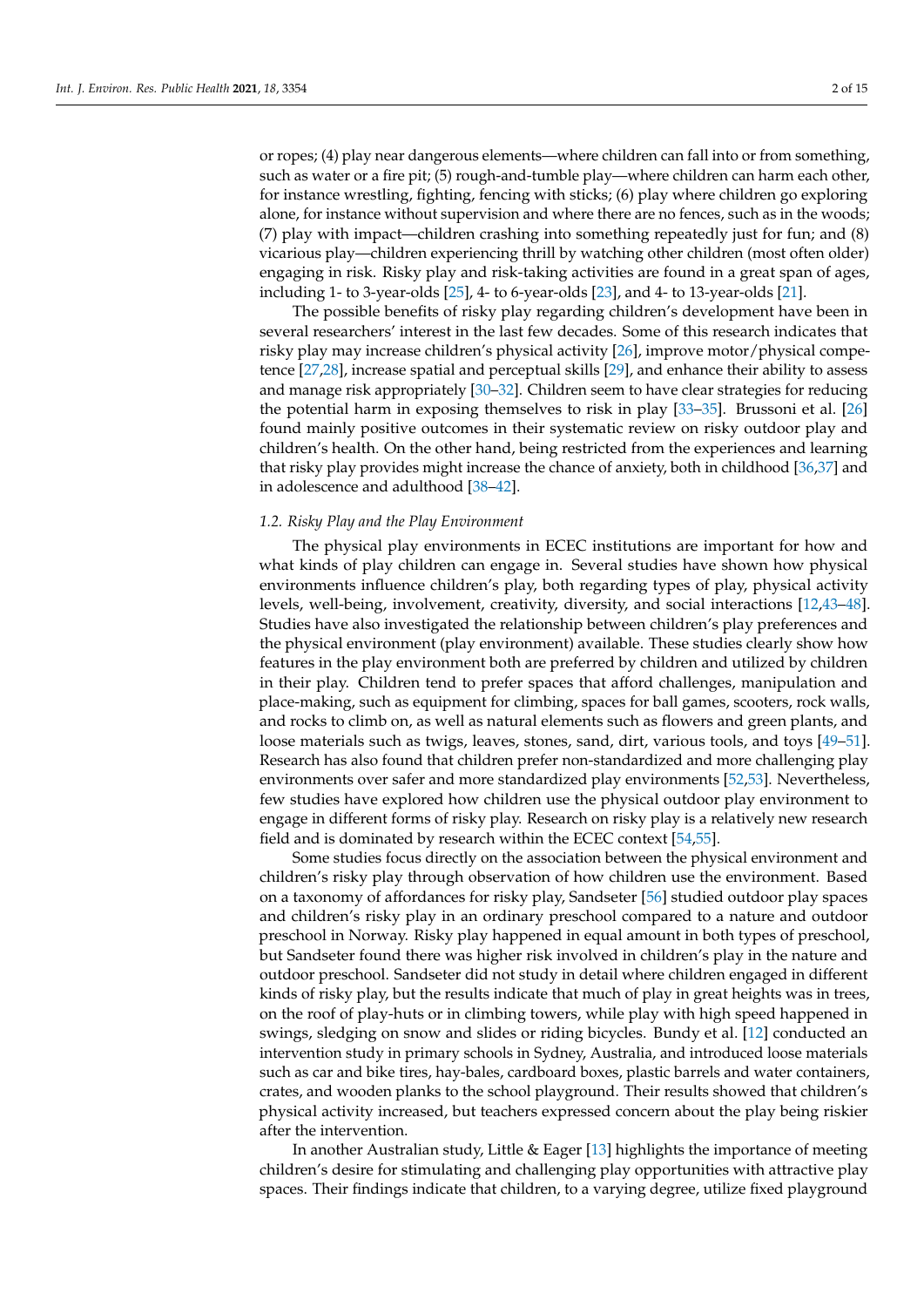or ropes; (4) play near dangerous elements—where children can fall into or from something, such as water or a fire pit; (5) rough-and-tumble play—where children can harm each other, for instance wrestling, fighting, fencing with sticks; (6) play where children go exploring alone, for instance without supervision and where there are no fences, such as in the woods; (7) play with impact—children crashing into something repeatedly just for fun; and (8) vicarious play—children experiencing thrill by watching other children (most often older) engaging in risk. Risky play and risk-taking activities are found in a great span of ages, including 1- to 3-year-olds [25], 4- to 6-year-olds [23], and 4- to 13-year-olds [21].

The possible benefits of risky play regarding children's development have been in several researchers' interest in the last few decades. Some of this research indicates that risky play may increase children's physical activity [26], improve motor/physical competence [27,28], increase spatial and perceptual skills [29], and enhance their ability to assess and manage risk appropriately [30–32]. Children seem to have clear strategies for reducing the potential harm in exposing themselves to risk in play [33–35]. Brussoni et al. [26] found mainly positive outcomes in their systematic review on risky outdoor play and children's health. On the other hand, being restricted from the experiences and learning that risky play provides might increase the chance of anxiety, both in childhood [36,37] and in adolescence and adulthood [38–42].

### *1.2. Risky Play and the Play Environment*

The physical play environments in ECEC institutions are important for how and what kinds of play children can engage in. Several studies have shown how physical environments influence children's play, both regarding types of play, physical activity levels, well-being, involvement, creativity, diversity, and social interactions [12,43–48]. Studies have also investigated the relationship between children's play preferences and the physical environment (play environment) available. These studies clearly show how features in the play environment both are preferred by children and utilized by children in their play. Children tend to prefer spaces that afford challenges, manipulation and place-making, such as equipment for climbing, spaces for ball games, scooters, rock walls, and rocks to climb on, as well as natural elements such as flowers and green plants, and loose materials such as twigs, leaves, stones, sand, dirt, various tools, and toys [49–51]. Research has also found that children prefer non-standardized and more challenging play environments over safer and more standardized play environments [52,53]. Nevertheless, few studies have explored how children use the physical outdoor play environment to engage in different forms of risky play. Research on risky play is a relatively new research field and is dominated by research within the ECEC context [54,55].

Some studies focus directly on the association between the physical environment and children's risky play through observation of how children use the environment. Based on a taxonomy of affordances for risky play, Sandseter [56] studied outdoor play spaces and children's risky play in an ordinary preschool compared to a nature and outdoor preschool in Norway. Risky play happened in equal amount in both types of preschool, but Sandseter found there was higher risk involved in children's play in the nature and outdoor preschool. Sandseter did not study in detail where children engaged in different kinds of risky play, but the results indicate that much of play in great heights was in trees, on the roof of play-huts or in climbing towers, while play with high speed happened in swings, sledging on snow and slides or riding bicycles. Bundy et al. [12] conducted an intervention study in primary schools in Sydney, Australia, and introduced loose materials such as car and bike tires, hay-bales, cardboard boxes, plastic barrels and water containers, crates, and wooden planks to the school playground. Their results showed that children's physical activity increased, but teachers expressed concern about the play being riskier after the intervention.

In another Australian study, Little & Eager [13] highlights the importance of meeting children's desire for stimulating and challenging play opportunities with attractive play spaces. Their findings indicate that children, to a varying degree, utilize fixed playground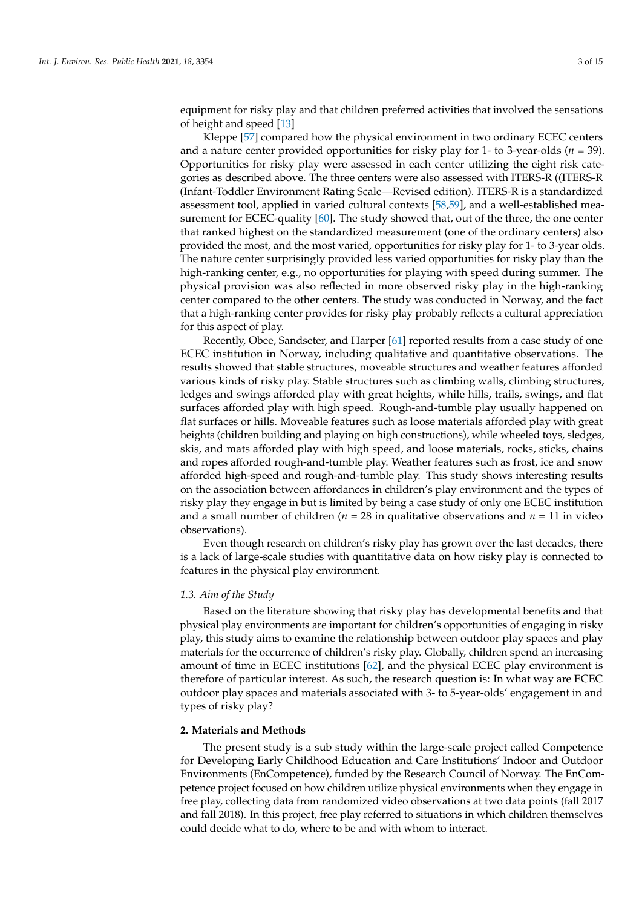equipment for risky play and that children preferred activities that involved the sensations of height and speed [13]

Kleppe [57] compared how the physical environment in two ordinary ECEC centers and a nature center provided opportunities for risky play for 1- to 3-year-olds ($n$ = 39). Opportunities for risky play were assessed in each center utilizing the eight risk categories as described above. The three centers were also assessed with ITERS-R ((ITERS-R (Infant-Toddler Environment Rating Scale—Revised edition). ITERS-R is a standardized assessment tool, applied in varied cultural contexts [58,59], and a well-established measurement for ECEC-quality [60]. The study showed that, out of the three, the one center that ranked highest on the standardized measurement (one of the ordinary centers) also provided the most, and the most varied, opportunities for risky play for 1- to 3-year olds. The nature center surprisingly provided less varied opportunities for risky play than the high-ranking center, e.g., no opportunities for playing with speed during summer. The physical provision was also reflected in more observed risky play in the high-ranking center compared to the other centers. The study was conducted in Norway, and the fact that a high-ranking center provides for risky play probably reflects a cultural appreciation for this aspect of play.

Recently, Obee, Sandseter, and Harper [61] reported results from a case study of one ECEC institution in Norway, including qualitative and quantitative observations. The results showed that stable structures, moveable structures and weather features afforded various kinds of risky play. Stable structures such as climbing walls, climbing structures, ledges and swings afforded play with great heights, while hills, trails, swings, and flat surfaces afforded play with high speed. Rough-and-tumble play usually happened on flat surfaces or hills. Moveable features such as loose materials afforded play with great heights (children building and playing on high constructions), while wheeled toys, sledges, skis, and mats afforded play with high speed, and loose materials, rocks, sticks, chains and ropes afforded rough-and-tumble play. Weather features such as frost, ice and snow afforded high-speed and rough-and-tumble play. This study shows interesting results on the association between affordances in children's play environment and the types of risky play they engage in but is limited by being a case study of only one ECEC institution and a small number of children ($n$ = 28 in qualitative observations and $n$ = 11 in video observations).

Even though research on children's risky play has grown over the last decades, there is a lack of large-scale studies with quantitative data on how risky play is connected to features in the physical play environment.

### *1.3. Aim of the Study*

Based on the literature showing that risky play has developmental benefits and that physical play environments are important for children's opportunities of engaging in risky play, this study aims to examine the relationship between outdoor play spaces and play materials for the occurrence of children's risky play. Globally, children spend an increasing amount of time in ECEC institutions [62], and the physical ECEC play environment is therefore of particular interest. As such, the research question is: In what way are ECEC outdoor play spaces and materials associated with 3- to 5-year-olds' engagement in and types of risky play?

## **2. Materials and Methods**

The present study is a sub study within the large-scale project called Competence for Developing Early Childhood Education and Care Institutions' Indoor and Outdoor Environments (EnCompetence), funded by the Research Council of Norway. The EnCompetence project focused on how children utilize physical environments when they engage in free play, collecting data from randomized video observations at two data points (fall 2017 and fall 2018). In this project, free play referred to situations in which children themselves could decide what to do, where to be and with whom to interact.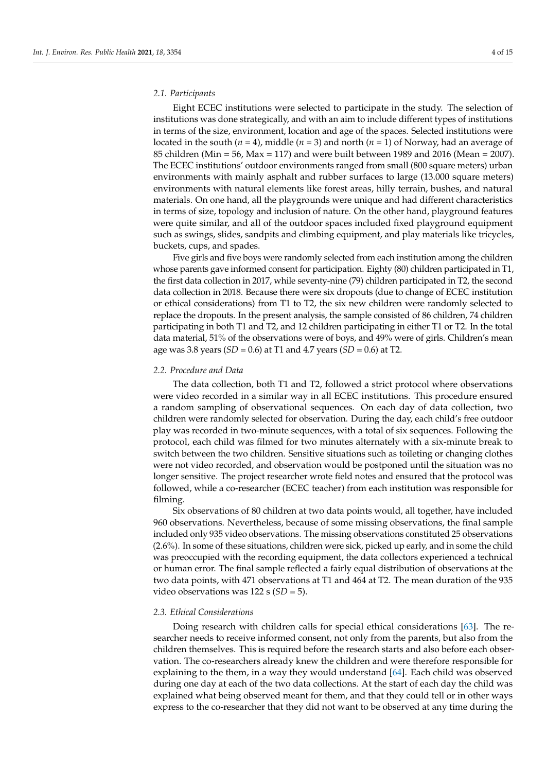### 2.1. Participants

Eight ECEC institutions were selected to participate in the study. The selection of institutions was done strategically, and with an aim to include different types of institutions in terms of the size, environment, location and age of the spaces. Selected institutions were located in the south ($n = 4$), middle ($n = 3$) and north ($n = 1$) of Norway, had an average of 85 children (Min = 56, Max = 117) and were built between 1989 and 2016 (Mean = 2007). The ECEC institutions' outdoor environments ranged from small (800 square meters) urban environments with mainly asphalt and rubber surfaces to large (13.000 square meters) environments with natural elements like forest areas, hilly terrain, bushes, and natural materials. On one hand, all the playgrounds were unique and had different characteristics in terms of size, topology and inclusion of nature. On the other hand, playground features were quite similar, and all of the outdoor spaces included fixed playground equipment such as swings, slides, sandpits and climbing equipment, and play materials like tricycles, buckets, cups, and spades.

Five girls and five boys were randomly selected from each institution among the children whose parents gave informed consent for participation. Eighty (80) children participated in T1, the first data collection in 2017, while seventy-nine (79) children participated in T2, the second data collection in 2018. Because there were six dropouts (due to change of ECEC institution or ethical considerations) from T1 to T2, the six new children were randomly selected to replace the dropouts. In the present analysis, the sample consisted of 86 children, 74 children participating in both T1 and T2, and 12 children participating in either T1 or T2. In the total data material, 51% of the observations were of boys, and 49% were of girls. Children's mean age was 3.8 years ($SD = 0.6$) at T1 and 4.7 years ($SD = 0.6$) at T2.

### 2.2. Procedure and Data

The data collection, both T1 and T2, followed a strict protocol where observations were video recorded in a similar way in all ECEC institutions. This procedure ensured a random sampling of observational sequences. On each day of data collection, two children were randomly selected for observation. During the day, each child's free outdoor play was recorded in two-minute sequences, with a total of six sequences. Following the protocol, each child was filmed for two minutes alternately with a six-minute break to switch between the two children. Sensitive situations such as toileting or changing clothes were not video recorded, and observation would be postponed until the situation was no longer sensitive. The project researcher wrote field notes and ensured that the protocol was followed, while a co-researcher (ECEC teacher) from each institution was responsible for filming.

Six observations of 80 children at two data points would, all together, have included 960 observations. Nevertheless, because of some missing observations, the final sample included only 935 video observations. The missing observations constituted 25 observations (2.6%). In some of these situations, children were sick, picked up early, and in some the child was preoccupied with the recording equipment, the data collectors experienced a technical or human error. The final sample reflected a fairly equal distribution of observations at the two data points, with 471 observations at T1 and 464 at T2. The mean duration of the 935 video observations was 122 s ($SD = 5$).

### 2.3. Ethical Considerations

Doing research with children calls for special ethical considerations [63]. The researcher needs to receive informed consent, not only from the parents, but also from the children themselves. This is required before the research starts and also before each observation. The co-researchers already knew the children and were therefore responsible for explaining to the them, in a way they would understand [64]. Each child was observed during one day at each of the two data collections. At the start of each day the child was explained what being observed meant for them, and that they could tell or in other ways express to the co-researcher that they did not want to be observed at any time during the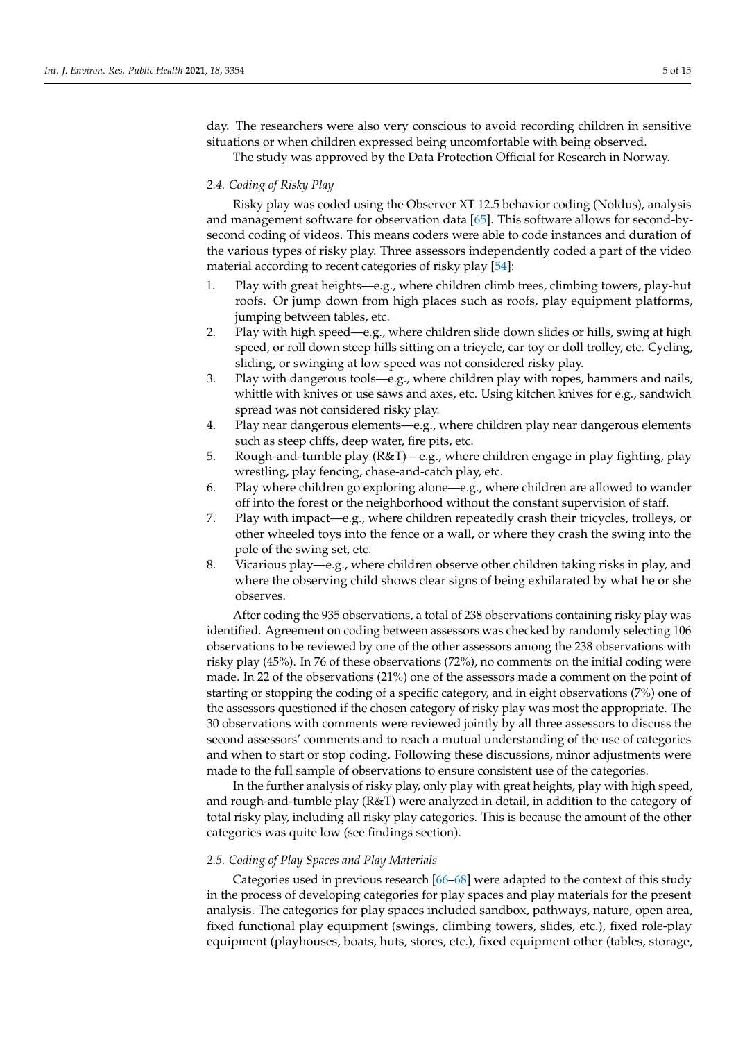day. The researchers were also very conscious to avoid recording children in sensitive situations or when children expressed being uncomfortable with being observed.

The study was approved by the Data Protection Official for Research in Norway.

### 2.4. Coding of Risky Play

Risky play was coded using the Observer XT 12.5 behavior coding (Noldus), analysis and management software for observation data [65]. This software allows for second-by-second coding of videos. This means coders were able to code instances and duration of the various types of risky play. Three assessors independently coded a part of the video material according to recent categories of risky play [54]:

1. Play with great heights—e.g., where children climb trees, climbing towers, play-hut roofs. Or jump down from high places such as roofs, play equipment platforms, jumping between tables, etc.
2. Play with high speed—e.g., where children slide down slides or hills, swing at high speed, or roll down steep hills sitting on a tricycle, car toy or doll trolley, etc. Cycling, sliding, or swinging at low speed was not considered risky play.
3. Play with dangerous tools—e.g., where children play with ropes, hammers and nails, whittle with knives or use saws and axes, etc. Using kitchen knives for e.g., sandwich spread was not considered risky play.
4. Play near dangerous elements—e.g., where children play near dangerous elements such as steep cliffs, deep water, fire pits, etc.
5. Rough-and-tumble play (R&T)—e.g., where children engage in play fighting, play wrestling, play fencing, chase-and-catch play, etc.
6. Play where children go exploring alone—e.g., where children are allowed to wander off into the forest or the neighborhood without the constant supervision of staff.
7. Play with impact—e.g., where children repeatedly crash their tricycles, trolleys, or other wheeled toys into the fence or a wall, or where they crash the swing into the pole of the swing set, etc.
8. Vicarious play—e.g., where children observe other children taking risks in play, and where the observing child shows clear signs of being exhilarated by what he or she observes.

After coding the 935 observations, a total of 238 observations containing risky play was identified. Agreement on coding between assessors was checked by randomly selecting 106 observations to be reviewed by one of the other assessors among the 238 observations with risky play (45%). In 76 of these observations (72%), no comments on the initial coding were made. In 22 of the observations (21%) one of the assessors made a comment on the point of starting or stopping the coding of a specific category, and in eight observations (7%) one of the assessors questioned if the chosen category of risky play was most the appropriate. The 30 observations with comments were reviewed jointly by all three assessors to discuss the second assessors' comments and to reach a mutual understanding of the use of categories and when to start or stop coding. Following these discussions, minor adjustments were made to the full sample of observations to ensure consistent use of the categories.

In the further analysis of risky play, only play with great heights, play with high speed, and rough-and-tumble play (R&T) were analyzed in detail, in addition to the category of total risky play, including all risky play categories. This is because the amount of the other categories was quite low (see findings section).

### 2.5. Coding of Play Spaces and Play Materials

Categories used in previous research [66–68] were adapted to the context of this study in the process of developing categories for play spaces and play materials for the present analysis. The categories for play spaces included sandbox, pathways, nature, open area, fixed functional play equipment (swings, climbing towers, slides, etc.), fixed role-play equipment (playhouses, boats, huts, stores, etc.), fixed equipment other (tables, storage,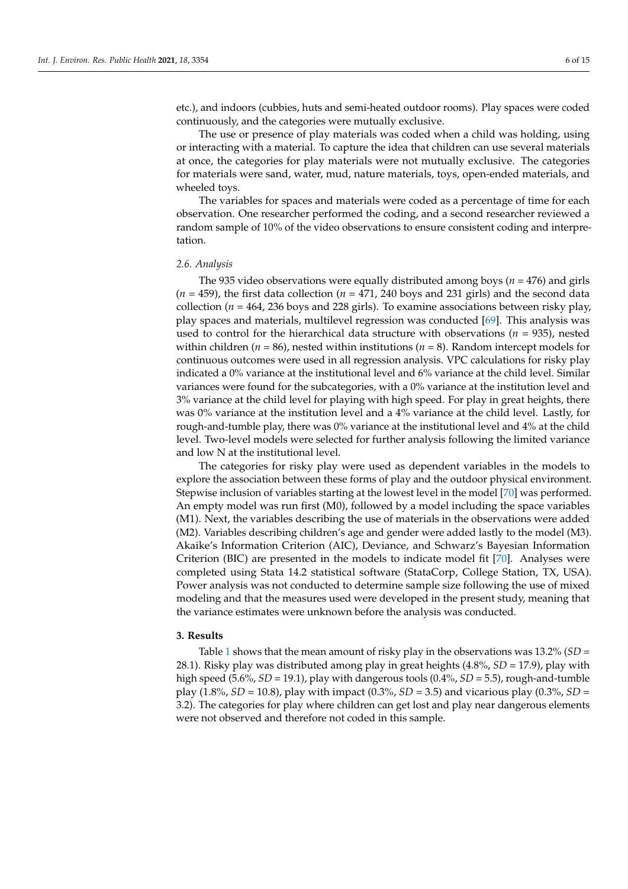etc.), and indoors (cubbies, huts and semi-heated outdoor rooms). Play spaces were coded continuously, and the categories were mutually exclusive.

The use or presence of play materials was coded when a child was holding, using or interacting with a material. To capture the idea that children can use several materials at once, the categories for play materials were not mutually exclusive. The categories for materials were sand, water, mud, nature materials, toys, open-ended materials, and wheeled toys.

The variables for spaces and materials were coded as a percentage of time for each observation. One researcher performed the coding, and a second researcher reviewed a random sample of 10% of the video observations to ensure consistent coding and interpretation.

### *2.6. Analysis*

The 935 video observations were equally distributed among boys ($n$ = 476) and girls ($n$ = 459), the first data collection ($n$ = 471, 240 boys and 231 girls) and the second data collection ($n$ = 464, 236 boys and 228 girls). To examine associations between risky play, play spaces and materials, multilevel regression was conducted [69]. This analysis was used to control for the hierarchical data structure with observations ($n$ = 935), nested within children ($n$ = 86), nested within institutions ($n$ = 8). Random intercept models for continuous outcomes were used in all regression analysis. VPC calculations for risky play indicated a 0% variance at the institutional level and 6% variance at the child level. Similar variances were found for the subcategories, with a 0% variance at the institution level and 3% variance at the child level for playing with high speed. For play in great heights, there was 0% variance at the institution level and a 4% variance at the child level. Lastly, for rough-and-tumble play, there was 0% variance at the institutional level and 4% at the child level. Two-level models were selected for further analysis following the limited variance and low N at the institutional level.

The categories for risky play were used as dependent variables in the models to explore the association between these forms of play and the outdoor physical environment. Stepwise inclusion of variables starting at the lowest level in the model [70] was performed. An empty model was run first (M0), followed by a model including the space variables (M1). Next, the variables describing the use of materials in the observations were added (M2). Variables describing children's age and gender were added lastly to the model (M3). Akaike's Information Criterion (AIC), Deviance, and Schwarz's Bayesian Information Criterion (BIC) are presented in the models to indicate model fit [70]. Analyses were completed using Stata 14.2 statistical software (StataCorp, College Station, TX, USA). Power analysis was not conducted to determine sample size following the use of mixed modeling and that the measures used were developed in the present study, meaning that the variance estimates were unknown before the analysis was conducted.

## 3. Results

Table 1 shows that the mean amount of risky play in the observations was 13.2% ($SD$ = 28.1). Risky play was distributed among play in great heights (4.8%, $SD$ = 17.9), play with high speed (5.6%, $SD$ = 19.1), play with dangerous tools (0.4%, $SD$ = 5.5), rough-and-tumble play (1.8%, $SD$ = 10.8), play with impact (0.3%, $SD$ = 3.5) and vicarious play (0.3%, $SD$ = 3.2). The categories for play where children can get lost and play near dangerous elements were not observed and therefore not coded in this sample.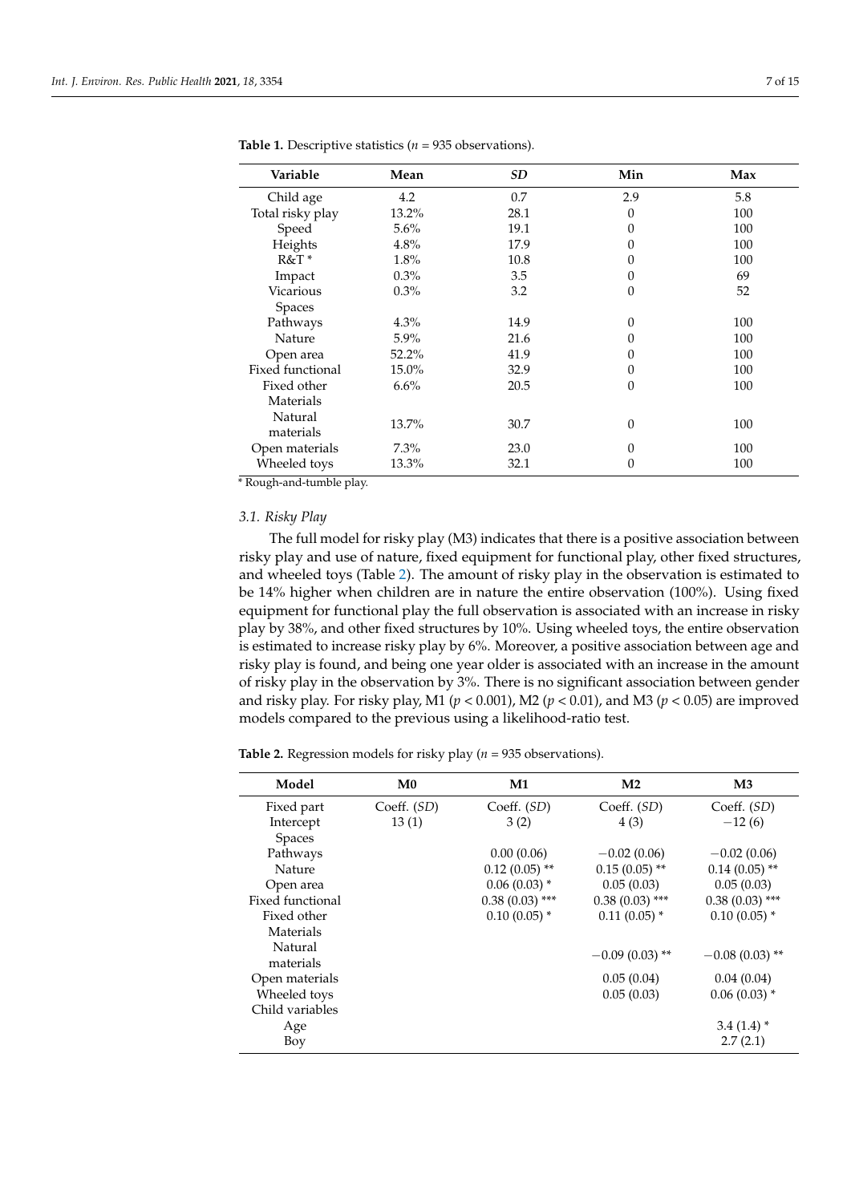**Table 1.** Descriptive statistics (*n* = 935 observations).

| Variable | Mean | *SD* | Min | Max |
|---|---|---|---|---|
| Child age | 4.2 | 0.7 | 2.9 | 5.8 |
| Total risky play | 13.2% | 28.1 | 0 | 100 |
| Speed | 5.6% | 19.1 | 0 | 100 |
| Heights | 4.8% | 17.9 | 0 | 100 |
| R&T * | 1.8% | 10.8 | 0 | 100 |
| Impact | 0.3% | 3.5 | 0 | 69 |
| Vicarious | 0.3% | 3.2 | 0 | 52 |
| Spaces | | | | |
| Pathways | 4.3% | 14.9 | 0 | 100 |
| Nature | 5.9% | 21.6 | 0 | 100 |
| Open area | 52.2% | 41.9 | 0 | 100 |
| Fixed functional | 15.0% | 32.9 | 0 | 100 |
| Fixed other | 6.6% | 20.5 | 0 | 100 |
| Materials | | | | |
| Natural materials | 13.7% | 30.7 | 0 | 100 |
| Open materials | 7.3% | 23.0 | 0 | 100 |
| Wheeled toys | 13.3% | 32.1 | 0 | 100 |

* Rough-and-tumble play.

### 3.1. Risky Play

The full model for risky play (M3) indicates that there is a positive association between risky play and use of nature, fixed equipment for functional play, other fixed structures, and wheeled toys (Table 2). The amount of risky play in the observation is estimated to be 14% higher when children are in nature the entire observation (100%). Using fixed equipment for functional play the full observation is associated with an increase in risky play by 38%, and other fixed structures by 10%. Using wheeled toys, the entire observation is estimated to increase risky play by 6%. Moreover, a positive association between age and risky play is found, and being one year older is associated with an increase in the amount of risky play in the observation by 3%. There is no significant association between gender and risky play. For risky play, M1 ($p < 0.001$), M2 ($p < 0.01$), and M3 ($p < 0.05$) are improved models compared to the previous using a likelihood-ratio test.

**Table 2.** Regression models for risky play (*n* = 935 observations).

| Model | M0 | M1 | M2 | M3 |
|---|---|---|---|---|
| Fixed part | Coeff. (*SD*) | Coeff. (*SD*) | Coeff. (*SD*) | Coeff. (*SD*) |
| Intercept | 13 (1) | 3 (2) | 4 (3) | −12 (6) |
| Spaces | | | | |
| Pathways | | 0.00 (0.06) | −0.02 (0.06) | −0.02 (0.06) |
| Nature | | 0.12 (0.05) ** | 0.15 (0.05) ** | 0.14 (0.05) ** |
| Open area | | 0.06 (0.03) * | 0.05 (0.03) | 0.05 (0.03) |
| Fixed functional | | 0.38 (0.03) *** | 0.38 (0.03) *** | 0.38 (0.03) *** |
| Fixed other | | 0.10 (0.05) * | 0.11 (0.05) * | 0.10 (0.05) * |
| Materials | | | | |
| Natural materials | | | −0.09 (0.03) ** | −0.08 (0.03) ** |
| Open materials | | | 0.05 (0.04) | 0.04 (0.04) |
| Wheeled toys | | | 0.05 (0.03) | 0.06 (0.03) * |
| Child variables | | | | |
| Age | | | | 3.4 (1.4) * |
| Boy | | | | 2.7 (2.1) |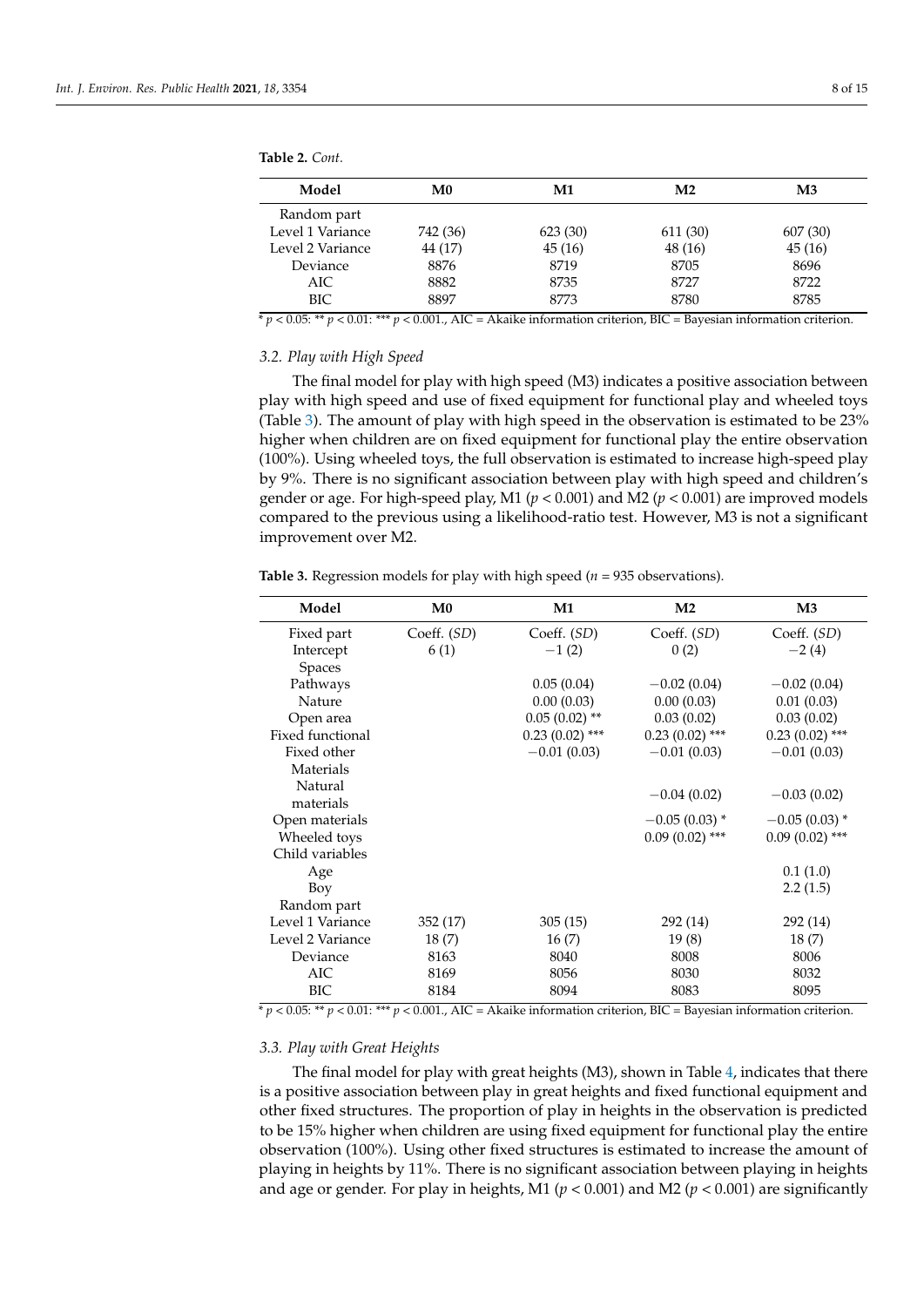**Table 2.** *Cont.*

| Model | M0 | M1 | M2 | M3 |
|---|---|---|---|---|
| Random part | | | | |
| Level 1 Variance | 742 (36) | 623 (30) | 611 (30) | 607 (30) |
| Level 2 Variance | 44 (17) | 45 (16) | 48 (16) | 45 (16) |
| Deviance | 8876 | 8719 | 8705 | 8696 |
| AIC | 8882 | 8735 | 8727 | 8722 |
| BIC | 8897 | 8773 | 8780 | 8785 |

\* $p < 0.05$: \*\* $p < 0.01$: \*\*\* $p < 0.001$., AIC = Akaike information criterion, BIC = Bayesian information criterion.

### 3.2. Play with High Speed

The final model for play with high speed (M3) indicates a positive association between play with high speed and use of fixed equipment for functional play and wheeled toys (Table 3). The amount of play with high speed in the observation is estimated to be 23% higher when children are on fixed equipment for functional play the entire observation (100%). Using wheeled toys, the full observation is estimated to increase high-speed play by 9%. There is no significant association between play with high speed and children's gender or age. For high-speed play, M1 ($p < 0.001$) and M2 ($p < 0.001$) are improved models compared to the previous using a likelihood-ratio test. However, M3 is not a significant improvement over M2.

**Table 3.** Regression models for play with high speed ($n$ = 935 observations).

| Model | M0 | M1 | M2 | M3 |
|---|---|---|---|---|
| Fixed part | Coeff. (*SD*) | Coeff. (*SD*) | Coeff. (*SD*) | Coeff. (*SD*) |
| Intercept | 6 (1) | −1 (2) | 0 (2) | −2 (4) |
| Spaces | | | | |
| Pathways | | 0.05 (0.04) | −0.02 (0.04) | −0.02 (0.04) |
| Nature | | 0.00 (0.03) | 0.00 (0.03) | 0.01 (0.03) |
| Open area | | 0.05 (0.02) \*\* | 0.03 (0.02) | 0.03 (0.02) |
| Fixed functional | | 0.23 (0.02) \*\*\* | 0.23 (0.02) \*\*\* | 0.23 (0.02) \*\*\* |
| Fixed other | | −0.01 (0.03) | −0.01 (0.03) | −0.01 (0.03) |
| Materials | | | | |
| Natural materials | | | −0.04 (0.02) | −0.03 (0.02) |
| Open materials | | | −0.05 (0.03) \* | −0.05 (0.03) \* |
| Wheeled toys | | | 0.09 (0.02) \*\*\* | 0.09 (0.02) \*\*\* |
| Child variables | | | | |
| Age | | | | 0.1 (1.0) |
| Boy | | | | 2.2 (1.5) |
| Random part | | | | |
| Level 1 Variance | 352 (17) | 305 (15) | 292 (14) | 292 (14) |
| Level 2 Variance | 18 (7) | 16 (7) | 19 (8) | 18 (7) |
| Deviance | 8163 | 8040 | 8008 | 8006 |
| AIC | 8169 | 8056 | 8030 | 8032 |
| BIC | 8184 | 8094 | 8083 | 8095 |

\* $p < 0.05$: \*\* $p < 0.01$: \*\*\* $p < 0.001$., AIC = Akaike information criterion, BIC = Bayesian information criterion.

### 3.3. Play with Great Heights

The final model for play with great heights (M3), shown in Table 4, indicates that there is a positive association between play in great heights and fixed functional equipment and other fixed structures. The proportion of play in heights in the observation is predicted to be 15% higher when children are using fixed equipment for functional play the entire observation (100%). Using other fixed structures is estimated to increase the amount of playing in heights by 11%. There is no significant association between playing in heights and age or gender. For play in heights, M1 ($p < 0.001$) and M2 ($p < 0.001$) are significantly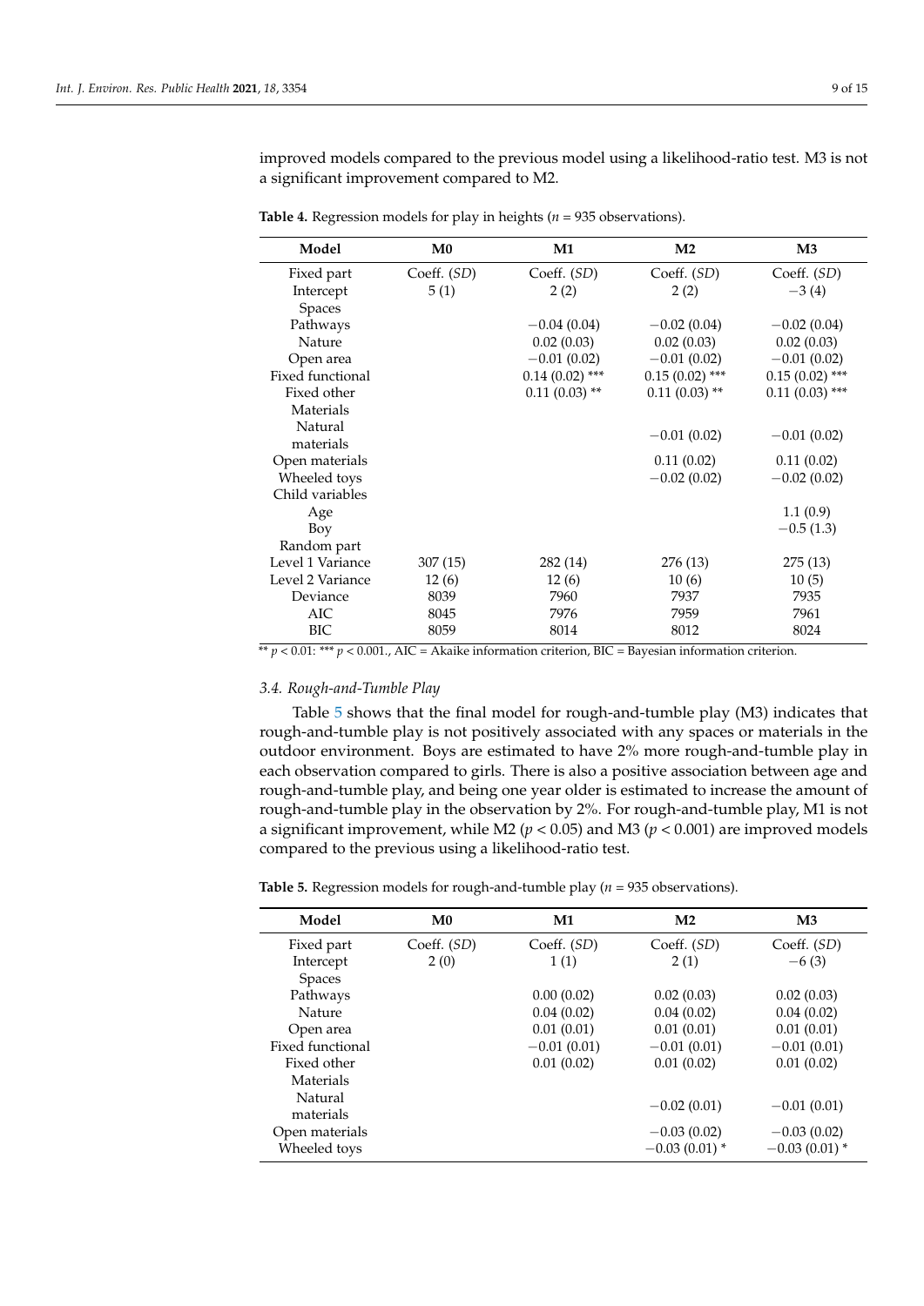improved models compared to the previous model using a likelihood-ratio test. M3 is not a significant improvement compared to M2.

**Table 4.** Regression models for play in heights ($n$ = 935 observations).

| Model | M0 | M1 | M2 | M3 |
|---|---|---|---|---|
| Fixed part | Coeff. (*SD*) | Coeff. (*SD*) | Coeff. (*SD*) | Coeff. (*SD*) |
| Intercept | 5 (1) | 2 (2) | 2 (2) | −3 (4) |
| Spaces | | | | |
| Pathways | | −0.04 (0.04) | −0.02 (0.04) | −0.02 (0.04) |
| Nature | | 0.02 (0.03) | 0.02 (0.03) | 0.02 (0.03) |
| Open area | | −0.01 (0.02) | −0.01 (0.02) | −0.01 (0.02) |
| Fixed functional | | 0.14 (0.02) *** | 0.15 (0.02) *** | 0.15 (0.02) *** |
| Fixed other | | 0.11 (0.03) ** | 0.11 (0.03) ** | 0.11 (0.03) *** |
| Materials | | | | |
| Natural materials | | | −0.01 (0.02) | −0.01 (0.02) |
| Open materials | | | 0.11 (0.02) | 0.11 (0.02) |
| Wheeled toys | | | −0.02 (0.02) | −0.02 (0.02) |
| Child variables | | | | |
| Age | | | | 1.1 (0.9) |
| Boy | | | | −0.5 (1.3) |
| Random part | | | | |
| Level 1 Variance | 307 (15) | 282 (14) | 276 (13) | 275 (13) |
| Level 2 Variance | 12 (6) | 12 (6) | 10 (6) | 10 (5) |
| Deviance | 8039 | 7960 | 7937 | 7935 |
| AIC | 8045 | 7976 | 7959 | 7961 |
| BIC | 8059 | 8014 | 8012 | 8024 |

** $p < 0.01$: *** $p < 0.001$., AIC = Akaike information criterion, BIC = Bayesian information criterion.

### 3.4. Rough-and-Tumble Play

Table 5 shows that the final model for rough-and-tumble play (M3) indicates that rough-and-tumble play is not positively associated with any spaces or materials in the outdoor environment. Boys are estimated to have 2% more rough-and-tumble play in each observation compared to girls. There is also a positive association between age and rough-and-tumble play, and being one year older is estimated to increase the amount of rough-and-tumble play in the observation by 2%. For rough-and-tumble play, M1 is not a significant improvement, while M2 ($p < 0.05$) and M3 ($p < 0.001$) are improved models compared to the previous using a likelihood-ratio test.

**Table 5.** Regression models for rough-and-tumble play ($n$ = 935 observations).

| Model | M0 | M1 | M2 | M3 |
|---|---|---|---|---|
| Fixed part | Coeff. (*SD*) | Coeff. (*SD*) | Coeff. (*SD*) | Coeff. (*SD*) |
| Intercept | 2 (0) | 1 (1) | 2 (1) | −6 (3) |
| Spaces | | | | |
| Pathways | | 0.00 (0.02) | 0.02 (0.03) | 0.02 (0.03) |
| Nature | | 0.04 (0.02) | 0.04 (0.02) | 0.04 (0.02) |
| Open area | | 0.01 (0.01) | 0.01 (0.01) | 0.01 (0.01) |
| Fixed functional | | −0.01 (0.01) | −0.01 (0.01) | −0.01 (0.01) |
| Fixed other | | 0.01 (0.02) | 0.01 (0.02) | 0.01 (0.02) |
| Materials | | | | |
| Natural materials | | | −0.02 (0.01) | −0.01 (0.01) |
| Open materials | | | −0.03 (0.02) | −0.03 (0.02) |
| Wheeled toys | | | −0.03 (0.01) * | −0.03 (0.01) * |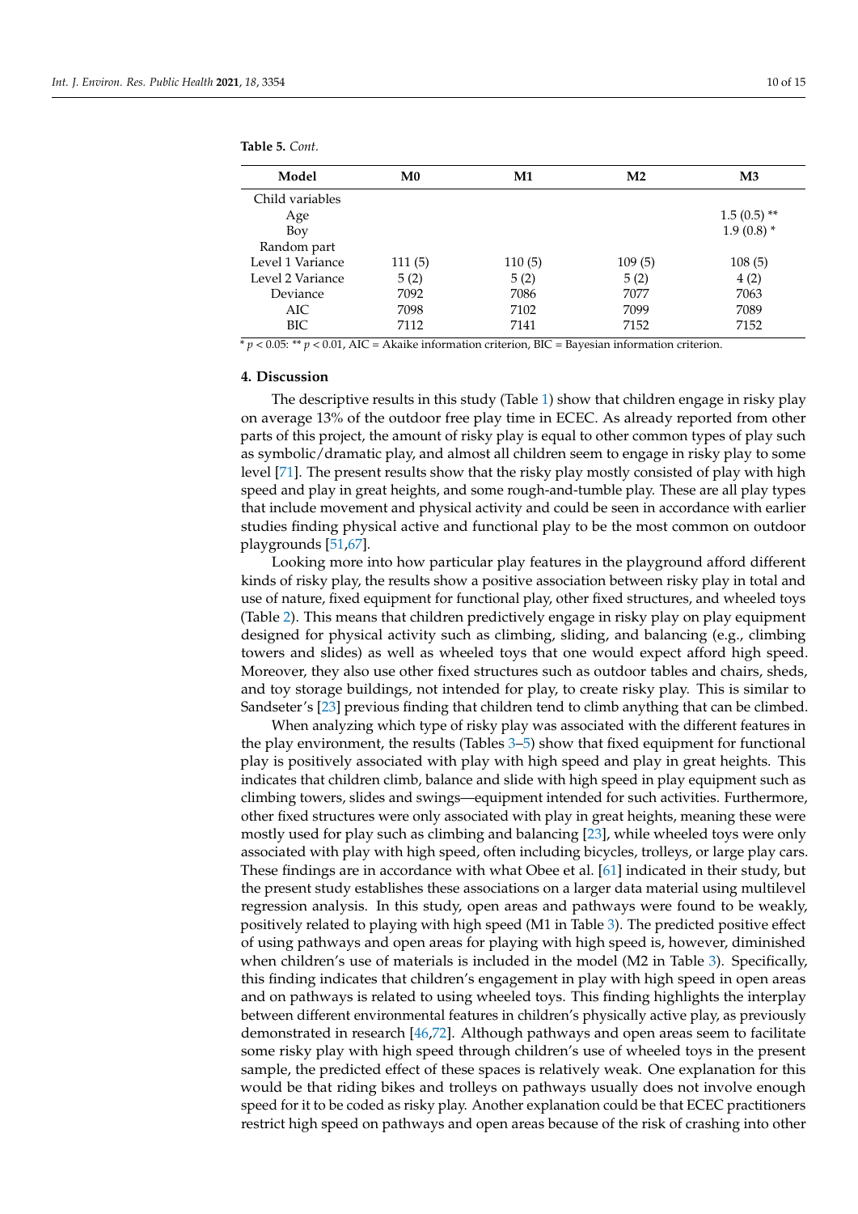**Table 5.** *Cont.*

| Model | M0 | M1 | M2 | M3 |
|---|---|---|---|---|
| Child variables | | | | |
| Age | | | | 1.5 (0.5) ** |
| Boy | | | | 1.9 (0.8) * |
| Random part | | | | |
| Level 1 Variance | 111 (5) | 110 (5) | 109 (5) | 108 (5) |
| Level 2 Variance | 5 (2) | 5 (2) | 5 (2) | 4 (2) |
| Deviance | 7092 | 7086 | 7077 | 7063 |
| AIC | 7098 | 7102 | 7099 | 7089 |
| BIC | 7112 | 7141 | 7152 | 7152 |

* $p < 0.05$: ** $p < 0.01$, AIC = Akaike information criterion, BIC = Bayesian information criterion.

## 4. Discussion

The descriptive results in this study (Table 1) show that children engage in risky play on average 13% of the outdoor free play time in ECEC. As already reported from other parts of this project, the amount of risky play is equal to other common types of play such as symbolic/dramatic play, and almost all children seem to engage in risky play to some level [71]. The present results show that the risky play mostly consisted of play with high speed and play in great heights, and some rough-and-tumble play. These are all play types that include movement and physical activity and could be seen in accordance with earlier studies finding physical active and functional play to be the most common on outdoor playgrounds [51,67].

Looking more into how particular play features in the playground afford different kinds of risky play, the results show a positive association between risky play in total and use of nature, fixed equipment for functional play, other fixed structures, and wheeled toys (Table 2). This means that children predictively engage in risky play on play equipment designed for physical activity such as climbing, sliding, and balancing (e.g., climbing towers and slides) as well as wheeled toys that one would expect afford high speed. Moreover, they also use other fixed structures such as outdoor tables and chairs, sheds, and toy storage buildings, not intended for play, to create risky play. This is similar to Sandseter's [23] previous finding that children tend to climb anything that can be climbed.

When analyzing which type of risky play was associated with the different features in the play environment, the results (Tables 3–5) show that fixed equipment for functional play is positively associated with play with high speed and play in great heights. This indicates that children climb, balance and slide with high speed in play equipment such as climbing towers, slides and swings—equipment intended for such activities. Furthermore, other fixed structures were only associated with play in great heights, meaning these were mostly used for play such as climbing and balancing [23], while wheeled toys were only associated with play with high speed, often including bicycles, trolleys, or large play cars. These findings are in accordance with what Obee et al. [61] indicated in their study, but the present study establishes these associations on a larger data material using multilevel regression analysis. In this study, open areas and pathways were found to be weakly, positively related to playing with high speed (M1 in Table 3). The predicted positive effect of using pathways and open areas for playing with high speed is, however, diminished when children's use of materials is included in the model (M2 in Table 3). Specifically, this finding indicates that children's engagement in play with high speed in open areas and on pathways is related to using wheeled toys. This finding highlights the interplay between different environmental features in children's physically active play, as previously demonstrated in research [46,72]. Although pathways and open areas seem to facilitate some risky play with high speed through children's use of wheeled toys in the present sample, the predicted effect of these spaces is relatively weak. One explanation for this would be that riding bikes and trolleys on pathways usually does not involve enough speed for it to be coded as risky play. Another explanation could be that ECEC practitioners restrict high speed on pathways and open areas because of the risk of crashing into other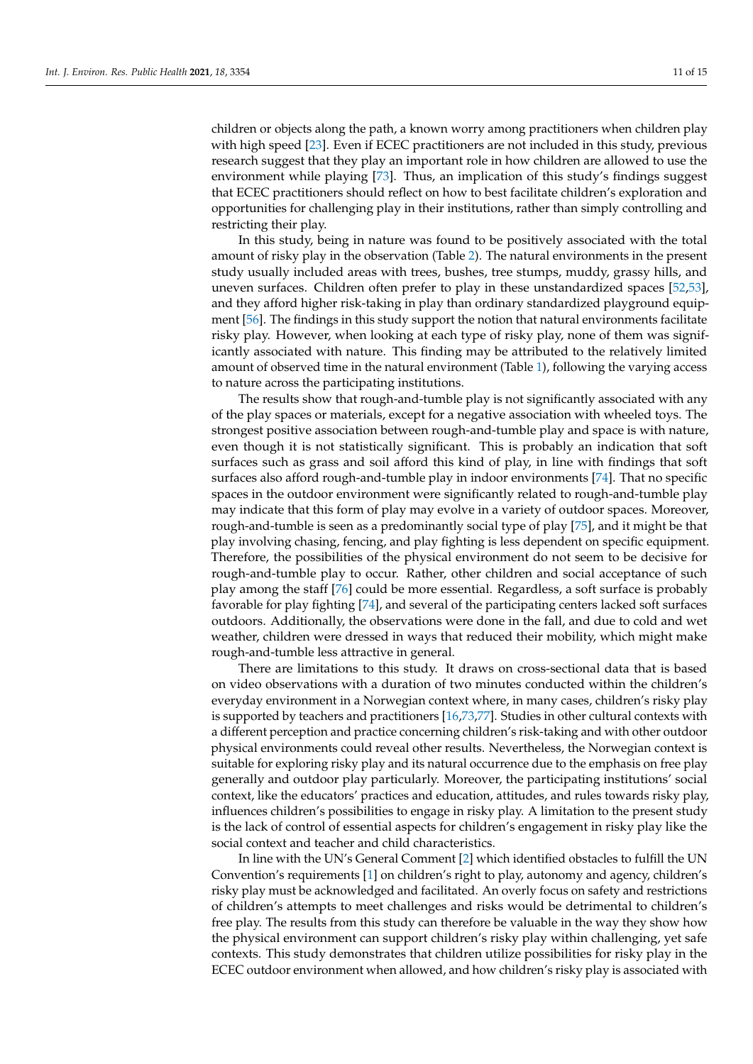children or objects along the path, a known worry among practitioners when children play with high speed [23]. Even if ECEC practitioners are not included in this study, previous research suggest that they play an important role in how children are allowed to use the environment while playing [73]. Thus, an implication of this study's findings suggest that ECEC practitioners should reflect on how to best facilitate children's exploration and opportunities for challenging play in their institutions, rather than simply controlling and restricting their play.

In this study, being in nature was found to be positively associated with the total amount of risky play in the observation (Table 2). The natural environments in the present study usually included areas with trees, bushes, tree stumps, muddy, grassy hills, and uneven surfaces. Children often prefer to play in these unstandardized spaces [52,53], and they afford higher risk-taking in play than ordinary standardized playground equipment [56]. The findings in this study support the notion that natural environments facilitate risky play. However, when looking at each type of risky play, none of them was significantly associated with nature. This finding may be attributed to the relatively limited amount of observed time in the natural environment (Table 1), following the varying access to nature across the participating institutions.

The results show that rough-and-tumble play is not significantly associated with any of the play spaces or materials, except for a negative association with wheeled toys. The strongest positive association between rough-and-tumble play and space is with nature, even though it is not statistically significant. This is probably an indication that soft surfaces such as grass and soil afford this kind of play, in line with findings that soft surfaces also afford rough-and-tumble play in indoor environments [74]. That no specific spaces in the outdoor environment were significantly related to rough-and-tumble play may indicate that this form of play may evolve in a variety of outdoor spaces. Moreover, rough-and-tumble is seen as a predominantly social type of play [75], and it might be that play involving chasing, fencing, and play fighting is less dependent on specific equipment. Therefore, the possibilities of the physical environment do not seem to be decisive for rough-and-tumble play to occur. Rather, other children and social acceptance of such play among the staff [76] could be more essential. Regardless, a soft surface is probably favorable for play fighting [74], and several of the participating centers lacked soft surfaces outdoors. Additionally, the observations were done in the fall, and due to cold and wet weather, children were dressed in ways that reduced their mobility, which might make rough-and-tumble less attractive in general.

There are limitations to this study. It draws on cross-sectional data that is based on video observations with a duration of two minutes conducted within the children's everyday environment in a Norwegian context where, in many cases, children's risky play is supported by teachers and practitioners [16,73,77]. Studies in other cultural contexts with a different perception and practice concerning children's risk-taking and with other outdoor physical environments could reveal other results. Nevertheless, the Norwegian context is suitable for exploring risky play and its natural occurrence due to the emphasis on free play generally and outdoor play particularly. Moreover, the participating institutions' social context, like the educators' practices and education, attitudes, and rules towards risky play, influences children's possibilities to engage in risky play. A limitation to the present study is the lack of control of essential aspects for children's engagement in risky play like the social context and teacher and child characteristics.

In line with the UN's General Comment [2] which identified obstacles to fulfill the UN Convention's requirements [1] on children's right to play, autonomy and agency, children's risky play must be acknowledged and facilitated. An overly focus on safety and restrictions of children's attempts to meet challenges and risks would be detrimental to children's free play. The results from this study can therefore be valuable in the way they show how the physical environment can support children's risky play within challenging, yet safe contexts. This study demonstrates that children utilize possibilities for risky play in the ECEC outdoor environment when allowed, and how children's risky play is associated with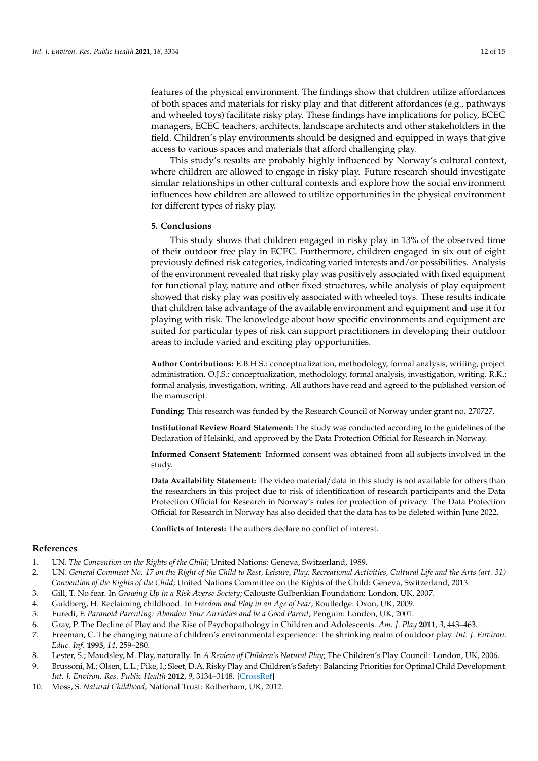features of the physical environment. The findings show that children utilize affordances of both spaces and materials for risky play and that different affordances (e.g., pathways and wheeled toys) facilitate risky play. These findings have implications for policy, ECEC managers, ECEC teachers, architects, landscape architects and other stakeholders in the field. Children's play environments should be designed and equipped in ways that give access to various spaces and materials that afford challenging play.

This study's results are probably highly influenced by Norway's cultural context, where children are allowed to engage in risky play. Future research should investigate similar relationships in other cultural contexts and explore how the social environment influences how children are allowed to utilize opportunities in the physical environment for different types of risky play.

## 5. Conclusions

This study shows that children engaged in risky play in 13% of the observed time of their outdoor free play in ECEC. Furthermore, children engaged in six out of eight previously defined risk categories, indicating varied interests and/or possibilities. Analysis of the environment revealed that risky play was positively associated with fixed equipment for functional play, nature and other fixed structures, while analysis of play equipment showed that risky play was positively associated with wheeled toys. These results indicate that children take advantage of the available environment and equipment and use it for playing with risk. The knowledge about how specific environments and equipment are suited for particular types of risk can support practitioners in developing their outdoor areas to include varied and exciting play opportunities.

**Author Contributions:** E.B.H.S.: conceptualization, methodology, formal analysis, writing, project administration. O.J.S.: conceptualization, methodology, formal analysis, investigation, writing. R.K.: formal analysis, investigation, writing. All authors have read and agreed to the published version of the manuscript.

**Funding:** This research was funded by the Research Council of Norway under grant no. 270727.

**Institutional Review Board Statement:** The study was conducted according to the guidelines of the Declaration of Helsinki, and approved by the Data Protection Official for Research in Norway.

**Informed Consent Statement:** Informed consent was obtained from all subjects involved in the study.

**Data Availability Statement:** The video material/data in this study is not available for others than the researchers in this project due to risk of identification of research participants and the Data Protection Official for Research in Norway's rules for protection of privacy. The Data Protection Official for Research in Norway has also decided that the data has to be deleted within June 2022.

**Conflicts of Interest:** The authors declare no conflict of interest.

## References

1. UN. *The Convention on the Rights of the Child*; United Nations: Geneva, Switzerland, 1989.
2. UN. *General Comment No. 17 on the Right of the Child to Rest, Leisure, Play, Recreational Activities, Cultural Life and the Arts (art. 31) Convention of the Rights of the Child*; United Nations Committee on the Rights of the Child: Geneva, Switzerland, 2013.
3. Gill, T. No fear. In *Growing Up in a Risk Averse Society*; Calouste Gulbenkian Foundation: London, UK, 2007.
4. Guldberg, H. Reclaiming childhood. In *Freedom and Play in an Age of Fear*; Routledge: Oxon, UK, 2009.
5. Furedi, F. *Paranoid Parenting: Abandon Your Anxieties and be a Good Parent*; Penguin: London, UK, 2001.
6. Gray, P. The Decline of Play and the Rise of Psychopathology in Children and Adolescents. *Am. J. Play* **2011**, *3*, 443–463.
7. Freeman, C. The changing nature of children's environmental experience: The shrinking realm of outdoor play. *Int. J. Environ. Educ. Inf.* **1995**, *14*, 259–280.
8. Lester, S.; Maudsley, M. Play, naturally. In *A Review of Children's Natural Play*; The Children's Play Council: London, UK, 2006.
9. Brussoni, M.; Olsen, L.L.; Pike, I.; Sleet, D.A. Risky Play and Children's Safety: Balancing Priorities for Optimal Child Development. *Int. J. Environ. Res. Public Health* **2012**, *9*, 3134–3148. [CrossRef]
10. Moss, S. *Natural Childhood*; National Trust: Rotherham, UK, 2012.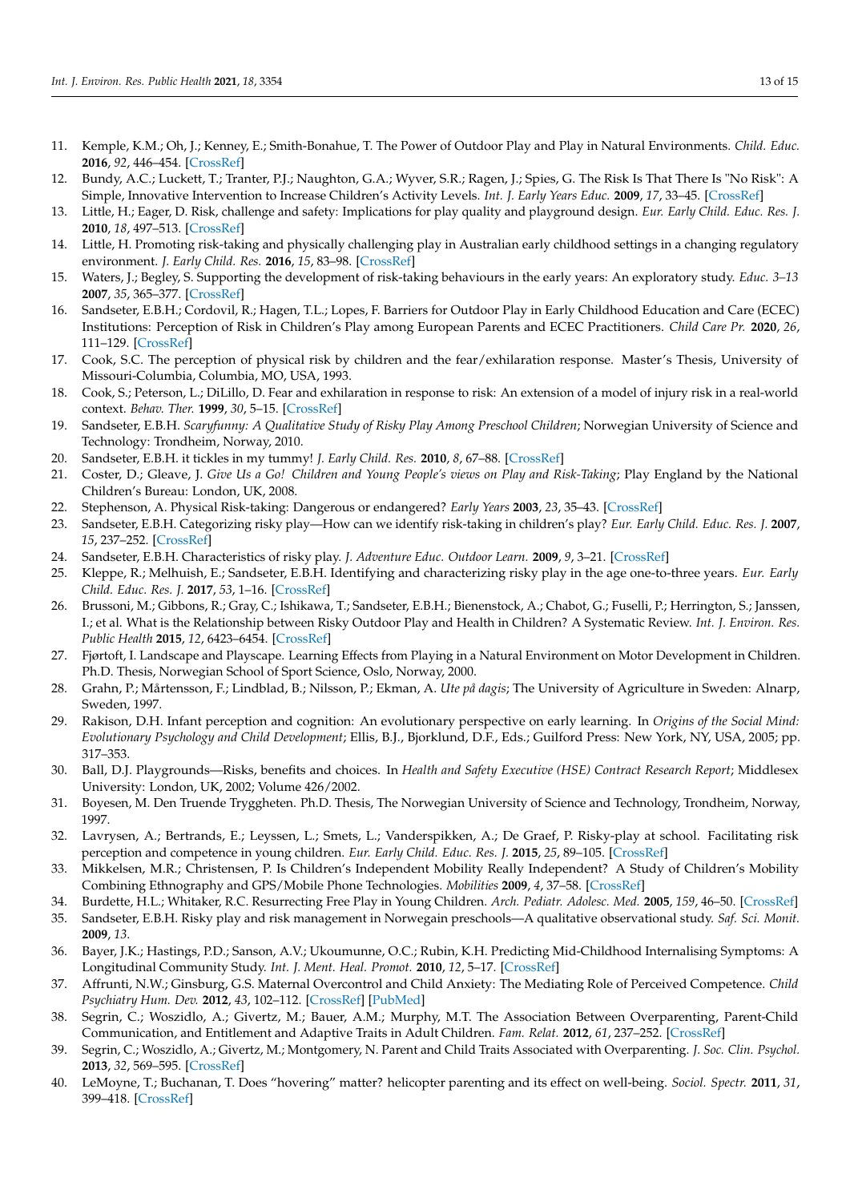11. Kemple, K.M.; Oh, J.; Kenney, E.; Smith-Bonahue, T. The Power of Outdoor Play and Play in Natural Environments. *Child. Educ.* **2016**, *92*, 446–454. [CrossRef]
12. Bundy, A.C.; Luckett, T.; Tranter, P.J.; Naughton, G.A.; Wyver, S.R.; Ragen, J.; Spies, G. The Risk Is That There Is "No Risk": A Simple, Innovative Intervention to Increase Children's Activity Levels. *Int. J. Early Years Educ.* **2009**, *17*, 33–45. [CrossRef]
13. Little, H.; Eager, D. Risk, challenge and safety: Implications for play quality and playground design. *Eur. Early Child. Educ. Res. J.* **2010**, *18*, 497–513. [CrossRef]
14. Little, H. Promoting risk-taking and physically challenging play in Australian early childhood settings in a changing regulatory environment. *J. Early Child. Res.* **2016**, *15*, 83–98. [CrossRef]
15. Waters, J.; Begley, S. Supporting the development of risk-taking behaviours in the early years: An exploratory study. *Educ. 3–13* **2007**, *35*, 365–377. [CrossRef]
16. Sandseter, E.B.H.; Cordovil, R.; Hagen, T.L.; Lopes, F. Barriers for Outdoor Play in Early Childhood Education and Care (ECEC) Institutions: Perception of Risk in Children's Play among European Parents and ECEC Practitioners. *Child Care Pr.* **2020**, *26*, 111–129. [CrossRef]
17. Cook, S.C. The perception of physical risk by children and the fear/exhilaration response. Master's Thesis, University of Missouri-Columbia, Columbia, MO, USA, 1993.
18. Cook, S.; Peterson, L.; DiLillo, D. Fear and exhilaration in response to risk: An extension of a model of injury risk in a real-world context. *Behav. Ther.* **1999**, *30*, 5–15. [CrossRef]
19. Sandseter, E.B.H. *Scaryfunny: A Qualitative Study of Risky Play Among Preschool Children*; Norwegian University of Science and Technology: Trondheim, Norway, 2010.
20. Sandseter, E.B.H. it tickles in my tummy! *J. Early Child. Res.* **2010**, *8*, 67–88. [CrossRef]
21. Coster, D.; Gleave, J. *Give Us a Go! Children and Young People's views on Play and Risk-Taking*; Play England by the National Children's Bureau: London, UK, 2008.
22. Stephenson, A. Physical Risk-taking: Dangerous or endangered? *Early Years* **2003**, *23*, 35–43. [CrossRef]
23. Sandseter, E.B.H. Categorizing risky play—How can we identify risk-taking in children's play? *Eur. Early Child. Educ. Res. J.* **2007**, *15*, 237–252. [CrossRef]
24. Sandseter, E.B.H. Characteristics of risky play. *J. Adventure Educ. Outdoor Learn.* **2009**, *9*, 3–21. [CrossRef]
25. Kleppe, R.; Melhuish, E.; Sandseter, E.B.H. Identifying and characterizing risky play in the age one-to-three years. *Eur. Early Child. Educ. Res. J.* **2017**, *53*, 1–16. [CrossRef]
26. Brussoni, M.; Gibbons, R.; Gray, C.; Ishikawa, T.; Sandseter, E.B.H.; Bienenstock, A.; Chabot, G.; Fuselli, P.; Herrington, S.; Janssen, I.; et al. What is the Relationship between Risky Outdoor Play and Health in Children? A Systematic Review. *Int. J. Environ. Res. Public Health* **2015**, *12*, 6423–6454. [CrossRef]
27. Fjørtoft, I. Landscape and Playscape. Learning Effects from Playing in a Natural Environment on Motor Development in Children. Ph.D. Thesis, Norwegian School of Sport Science, Oslo, Norway, 2000.
28. Grahn, P.; Mårtensson, F.; Lindblad, B.; Nilsson, P.; Ekman, A. *Ute på dagis*; The University of Agriculture in Sweden: Alnarp, Sweden, 1997.
29. Rakison, D.H. Infant perception and cognition: An evolutionary perspective on early learning. In *Origins of the Social Mind: Evolutionary Psychology and Child Development*; Ellis, B.J., Bjorklund, D.F., Eds.; Guilford Press: New York, NY, USA, 2005; pp. 317–353.
30. Ball, D.J. Playgrounds—Risks, benefits and choices. In *Health and Safety Executive (HSE) Contract Research Report*; Middlesex University: London, UK, 2002; Volume 426/2002.
31. Boyesen, M. Den Truende Tryggheten. Ph.D. Thesis, The Norwegian University of Science and Technology, Trondheim, Norway, 1997.
32. Lavrysen, A.; Bertrands, E.; Leyssen, L.; Smets, L.; Vanderspikken, A.; De Graef, P. Risky-play at school. Facilitating risk perception and competence in young children. *Eur. Early Child. Educ. Res. J.* **2015**, *25*, 89–105. [CrossRef]
33. Mikkelsen, M.R.; Christensen, P. Is Children's Independent Mobility Really Independent? A Study of Children's Mobility Combining Ethnography and GPS/Mobile Phone Technologies. *Mobilities* **2009**, *4*, 37–58. [CrossRef]
34. Burdette, H.L.; Whitaker, R.C. Resurrecting Free Play in Young Children. *Arch. Pediatr. Adolesc. Med.* **2005**, *159*, 46–50. [CrossRef]
35. Sandseter, E.B.H. Risky play and risk management in Norwegain preschools—A qualitative observational study. *Saf. Sci. Monit.* **2009**, *13*.
36. Bayer, J.K.; Hastings, P.D.; Sanson, A.V.; Ukoumunne, O.C.; Rubin, K.H. Predicting Mid-Childhood Internalising Symptoms: A Longitudinal Community Study. *Int. J. Ment. Heal. Promot.* **2010**, *12*, 5–17. [CrossRef]
37. Affrunti, N.W.; Ginsburg, G.S. Maternal Overcontrol and Child Anxiety: The Mediating Role of Perceived Competence. *Child Psychiatry Hum. Dev.* **2012**, *43*, 102–112. [CrossRef] [PubMed]
38. Segrin, C.; Woszidlo, A.; Givertz, M.; Bauer, A.M.; Murphy, M.T. The Association Between Overparenting, Parent-Child Communication, and Entitlement and Adaptive Traits in Adult Children. *Fam. Relat.* **2012**, *61*, 237–252. [CrossRef]
39. Segrin, C.; Woszidlo, A.; Givertz, M.; Montgomery, N. Parent and Child Traits Associated with Overparenting. *J. Soc. Clin. Psychol.* **2013**, *32*, 569–595. [CrossRef]
40. LeMoyne, T.; Buchanan, T. Does "hovering" matter? helicopter parenting and its effect on well-being. *Sociol. Spectr.* **2011**, *31*, 399–418. [CrossRef]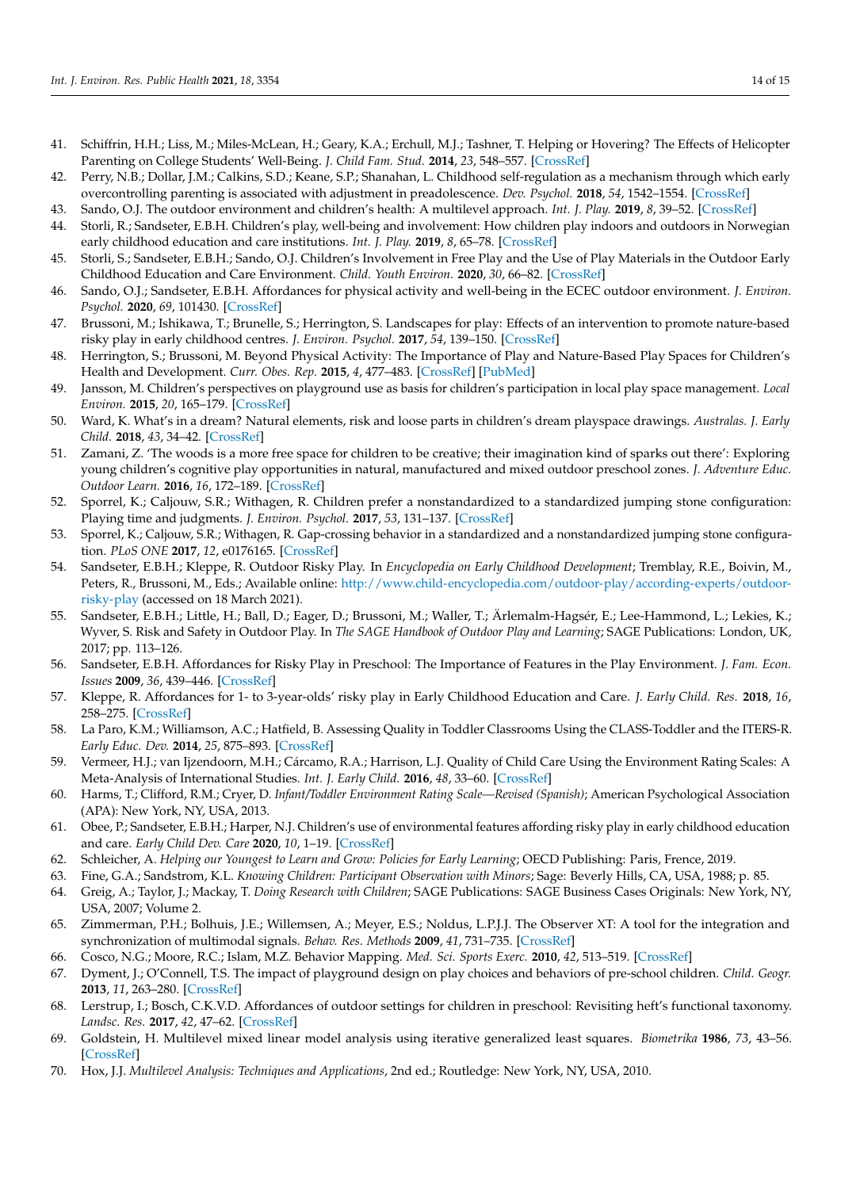41. Schiffrin, H.H.; Liss, M.; Miles-McLean, H.; Geary, K.A.; Erchull, M.J.; Tashner, T. Helping or Hovering? The Effects of Helicopter Parenting on College Students' Well-Being. *J. Child Fam. Stud.* **2014**, *23*, 548–557. [CrossRef]
42. Perry, N.B.; Dollar, J.M.; Calkins, S.D.; Keane, S.P.; Shanahan, L. Childhood self-regulation as a mechanism through which early overcontrolling parenting is associated with adjustment in preadolescence. *Dev. Psychol.* **2018**, *54*, 1542–1554. [CrossRef]
43. Sando, O.J. The outdoor environment and children's health: A multilevel approach. *Int. J. Play.* **2019**, *8*, 39–52. [CrossRef]
44. Storli, R.; Sandseter, E.B.H. Children's play, well-being and involvement: How children play indoors and outdoors in Norwegian early childhood education and care institutions. *Int. J. Play.* **2019**, *8*, 65–78. [CrossRef]
45. Storli, S.; Sandseter, E.B.H.; Sando, O.J. Children's Involvement in Free Play and the Use of Play Materials in the Outdoor Early Childhood Education and Care Environment. *Child. Youth Environ.* **2020**, *30*, 66–82. [CrossRef]
46. Sando, O.J.; Sandseter, E.B.H. Affordances for physical activity and well-being in the ECEC outdoor environment. *J. Environ. Psychol.* **2020**, *69*, 101430. [CrossRef]
47. Brussoni, M.; Ishikawa, T.; Brunelle, S.; Herrington, S. Landscapes for play: Effects of an intervention to promote nature-based risky play in early childhood centres. *J. Environ. Psychol.* **2017**, *54*, 139–150. [CrossRef]
48. Herrington, S.; Brussoni, M. Beyond Physical Activity: The Importance of Play and Nature-Based Play Spaces for Children's Health and Development. *Curr. Obes. Rep.* **2015**, *4*, 477–483. [CrossRef] [PubMed]
49. Jansson, M. Children's perspectives on playground use as basis for children's participation in local play space management. *Local Environ.* **2015**, *20*, 165–179. [CrossRef]
50. Ward, K. What's in a dream? Natural elements, risk and loose parts in children's dream playspace drawings. *Australas. J. Early Child.* **2018**, *43*, 34–42. [CrossRef]
51. Zamani, Z. 'The woods is a more free space for children to be creative; their imagination kind of sparks out there': Exploring young children's cognitive play opportunities in natural, manufactured and mixed outdoor preschool zones. *J. Adventure Educ. Outdoor Learn.* **2016**, *16*, 172–189. [CrossRef]
52. Sporrel, K.; Caljouw, S.R.; Withagen, R. Children prefer a nonstandardized to a standardized jumping stone configuration: Playing time and judgments. *J. Environ. Psychol.* **2017**, *53*, 131–137. [CrossRef]
53. Sporrel, K.; Caljouw, S.R.; Withagen, R. Gap-crossing behavior in a standardized and a nonstandardized jumping stone configuration. *PLoS ONE* **2017**, *12*, e0176165. [CrossRef]
54. Sandseter, E.B.H.; Kleppe, R. Outdoor Risky Play. In *Encyclopedia on Early Childhood Development*; Tremblay, R.E., Boivin, M., Peters, R., Brussoni, M., Eds.; Available online: http://www.child-encyclopedia.com/outdoor-play/according-experts/outdoor-risky-play (accessed on 18 March 2021).
55. Sandseter, E.B.H.; Little, H.; Ball, D.; Eager, D.; Brussoni, M.; Waller, T.; Ärlemalm-Hagsér, E.; Lee-Hammond, L.; Lekies, K.; Wyver, S. Risk and Safety in Outdoor Play. In *The SAGE Handbook of Outdoor Play and Learning*; SAGE Publications: London, UK, 2017; pp. 113–126.
56. Sandseter, E.B.H. Affordances for Risky Play in Preschool: The Importance of Features in the Play Environment. *J. Fam. Econ. Issues* **2009**, *36*, 439–446. [CrossRef]
57. Kleppe, R. Affordances for 1- to 3-year-olds' risky play in Early Childhood Education and Care. *J. Early Child. Res.* **2018**, *16*, 258–275. [CrossRef]
58. La Paro, K.M.; Williamson, A.C.; Hatfield, B. Assessing Quality in Toddler Classrooms Using the CLASS-Toddler and the ITERS-R. *Early Educ. Dev.* **2014**, *25*, 875–893. [CrossRef]
59. Vermeer, H.J.; van Ijzendoorn, M.H.; Cárcamo, R.A.; Harrison, L.J. Quality of Child Care Using the Environment Rating Scales: A Meta-Analysis of International Studies. *Int. J. Early Child.* **2016**, *48*, 33–60. [CrossRef]
60. Harms, T.; Clifford, R.M.; Cryer, D. *Infant/Toddler Environment Rating Scale—Revised (Spanish)*; American Psychological Association (APA): New York, NY, USA, 2013.
61. Obee, P.; Sandseter, E.B.H.; Harper, N.J. Children's use of environmental features affording risky play in early childhood education and care. *Early Child Dev. Care* **2020**, *10*, 1–19. [CrossRef]
62. Schleicher, A. *Helping our Youngest to Learn and Grow: Policies for Early Learning*; OECD Publishing: Paris, Frence, 2019.
63. Fine, G.A.; Sandstrom, K.L. *Knowing Children: Participant Observation with Minors*; Sage: Beverly Hills, CA, USA, 1988; p. 85.
64. Greig, A.; Taylor, J.; Mackay, T. *Doing Research with Children*; SAGE Publications: SAGE Business Cases Originals: New York, NY, USA, 2007; Volume 2.
65. Zimmerman, P.H.; Bolhuis, J.E.; Willemsen, A.; Meyer, E.S.; Noldus, L.P.J.J. The Observer XT: A tool for the integration and synchronization of multimodal signals. *Behav. Res. Methods* **2009**, *41*, 731–735. [CrossRef]
66. Cosco, N.G.; Moore, R.C.; Islam, M.Z. Behavior Mapping. *Med. Sci. Sports Exerc.* **2010**, *42*, 513–519. [CrossRef]
67. Dyment, J.; O'Connell, T.S. The impact of playground design on play choices and behaviors of pre-school children. *Child. Geogr.* **2013**, *11*, 263–280. [CrossRef]
68. Lerstrup, I.; Bosch, C.K.V.D. Affordances of outdoor settings for children in preschool: Revisiting heft's functional taxonomy. *Landsc. Res.* **2017**, *42*, 47–62. [CrossRef]
69. Goldstein, H. Multilevel mixed linear model analysis using iterative generalized least squares. *Biometrika* **1986**, *73*, 43–56. [CrossRef]
70. Hox, J.J. *Multilevel Analysis: Techniques and Applications*, 2nd ed.; Routledge: New York, NY, USA, 2010.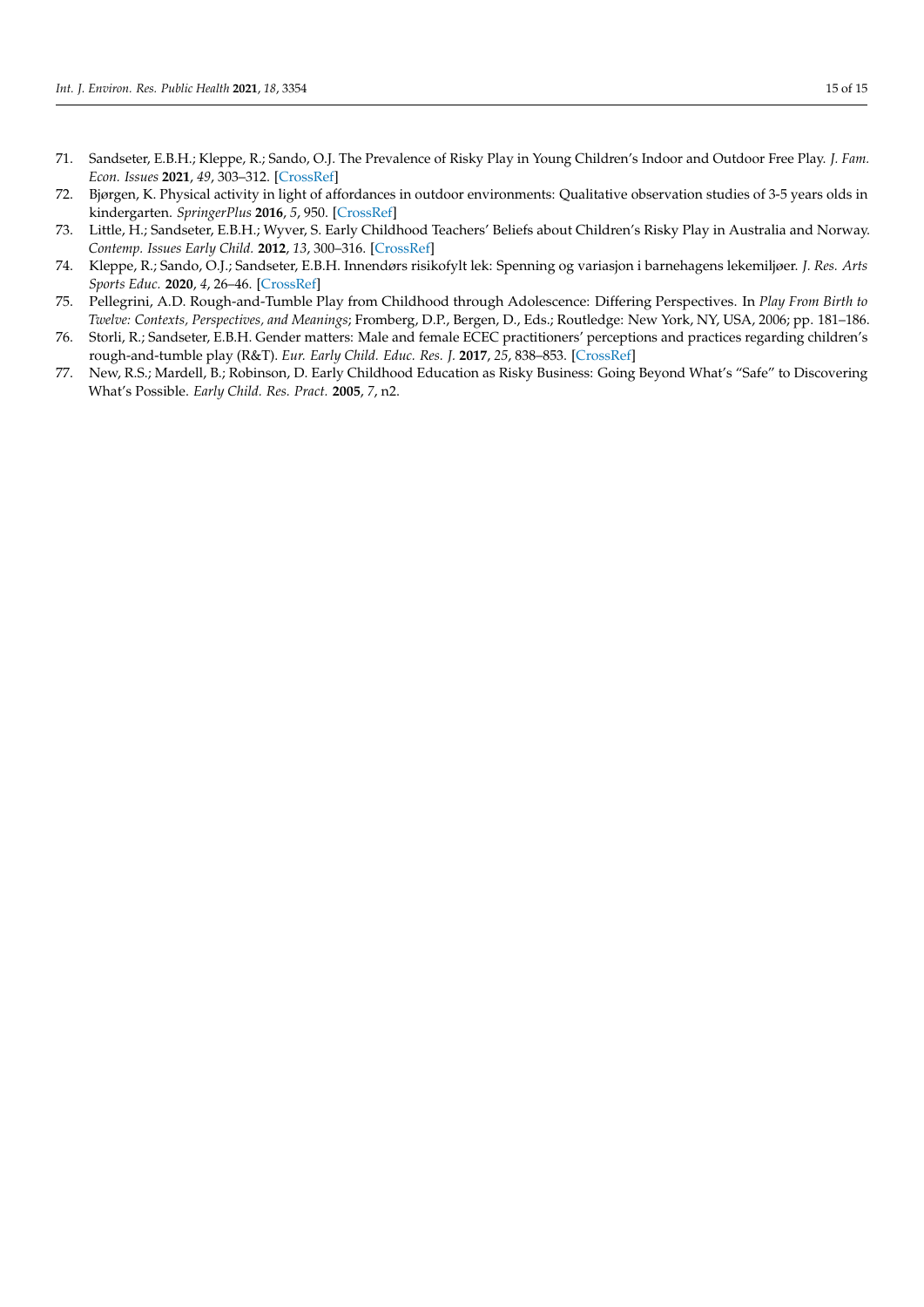71. Sandseter, E.B.H.; Kleppe, R.; Sando, O.J. The Prevalence of Risky Play in Young Children's Indoor and Outdoor Free Play. *J. Fam. Econ. Issues* **2021**, *49*, 303–312. [CrossRef]
72. Bjørgen, K. Physical activity in light of affordances in outdoor environments: Qualitative observation studies of 3-5 years olds in kindergarten. *SpringerPlus* **2016**, *5*, 950. [CrossRef]
73. Little, H.; Sandseter, E.B.H.; Wyver, S. Early Childhood Teachers' Beliefs about Children's Risky Play in Australia and Norway. *Contemp. Issues Early Child.* **2012**, *13*, 300–316. [CrossRef]
74. Kleppe, R.; Sando, O.J.; Sandseter, E.B.H. Innendørs risikofylt lek: Spenning og variasjon i barnehagens lekemiljøer. *J. Res. Arts Sports Educ.* **2020**, *4*, 26–46. [CrossRef]
75. Pellegrini, A.D. Rough-and-Tumble Play from Childhood through Adolescence: Differing Perspectives. In *Play From Birth to Twelve: Contexts, Perspectives, and Meanings*; Fromberg, D.P., Bergen, D., Eds.; Routledge: New York, NY, USA, 2006; pp. 181–186.
76. Storli, R.; Sandseter, E.B.H. Gender matters: Male and female ECEC practitioners' perceptions and practices regarding children's rough-and-tumble play (R&T). *Eur. Early Child. Educ. Res. J.* **2017**, *25*, 838–853. [CrossRef]
77. New, R.S.; Mardell, B.; Robinson, D. Early Childhood Education as Risky Business: Going Beyond What's "Safe" to Discovering What's Possible. *Early Child. Res. Pract.* **2005**, *7*, n2.